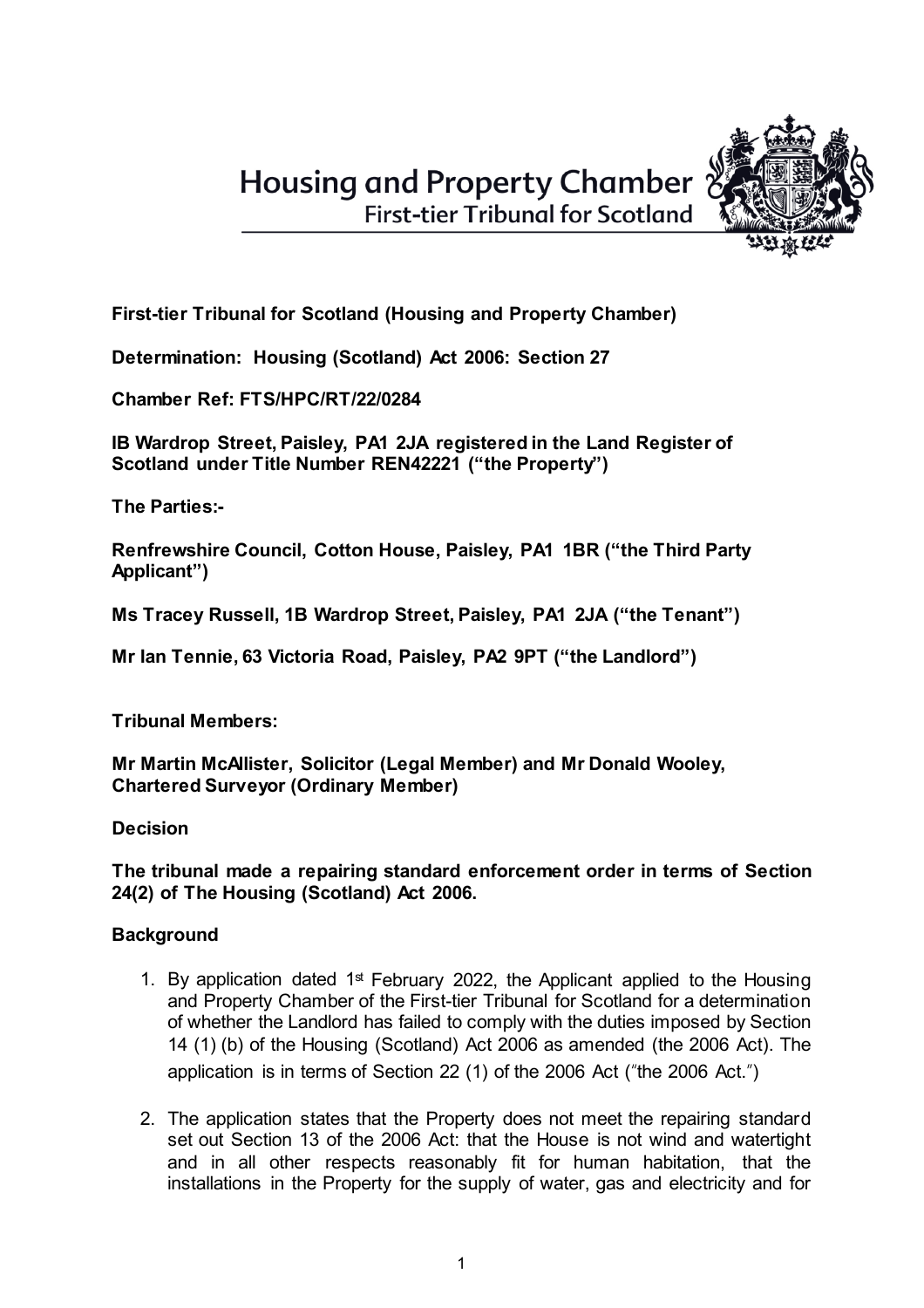# Housing and Property Chamber
## First-tier Tribunal for Scotland

**First-tier Tribunal for Scotland (Housing and Property Chamber)**

**Determination: Housing (Scotland) Act 2006: Section 27**

**Chamber Ref: FTS/HPC/RT/22/0284**

**IB Wardrop Street, Paisley, PA1 2JA registered in the Land Register of Scotland under Title Number REN42221 ("the Property")**

**The Parties:-**

**Renfrewshire Council, Cotton House, Paisley, PA1 1BR ("the Third Party Applicant")**

**Ms Tracey Russell, 1B Wardrop Street, Paisley, PA1 2JA ("the Tenant")**

**Mr Ian Tennie, 63 Victoria Road, Paisley, PA2 9PT ("the Landlord")**

**Tribunal Members:**

**Mr Martin McAllister, Solicitor (Legal Member) and Mr Donald Wooley, Chartered Surveyor (Ordinary Member)**

**Decision**

**The tribunal made a repairing standard enforcement order in terms of Section 24(2) of The Housing (Scotland) Act 2006.**

**Background**

1. By application dated 1st February 2022, the Applicant applied to the Housing and Property Chamber of the First-tier Tribunal for Scotland for a determination of whether the Landlord has failed to comply with the duties imposed by Section 14 (1) (b) of the Housing (Scotland) Act 2006 as amended (the 2006 Act). The application is in terms of Section 22 (1) of the 2006 Act ("the 2006 Act.")

2. The application states that the Property does not meet the repairing standard set out Section 13 of the 2006 Act: that the House is not wind and watertight and in all other respects reasonably fit for human habitation, that the installations in the Property for the supply of water, gas and electricity and for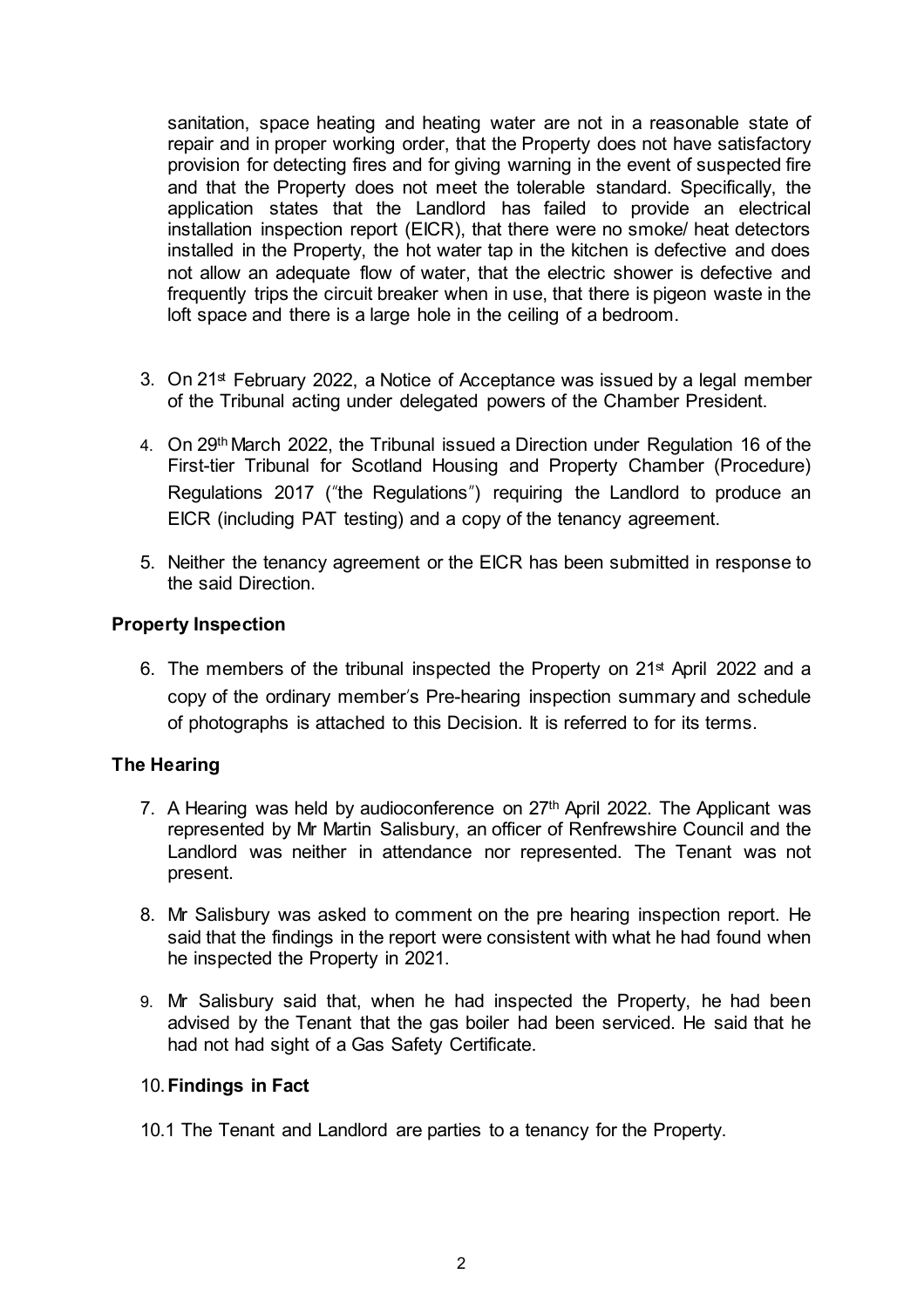sanitation, space heating and heating water are not in a reasonable state of repair and in proper working order, that the Property does not have satisfactory provision for detecting fires and for giving warning in the event of suspected fire and that the Property does not meet the tolerable standard. Specifically, the application states that the Landlord has failed to provide an electrical installation inspection report (EICR), that there were no smoke/ heat detectors installed in the Property, the hot water tap in the kitchen is defective and does not allow an adequate flow of water, that the electric shower is defective and frequently trips the circuit breaker when in use, that there is pigeon waste in the loft space and there is a large hole in the ceiling of a bedroom.

3. On 21st February 2022, a Notice of Acceptance was issued by a legal member of the Tribunal acting under delegated powers of the Chamber President.

4. On 29th March 2022, the Tribunal issued a Direction under Regulation 16 of the First-tier Tribunal for Scotland Housing and Property Chamber (Procedure) Regulations 2017 ("the Regulations") requiring the Landlord to produce an EICR (including PAT testing) and a copy of the tenancy agreement.

5. Neither the tenancy agreement or the EICR has been submitted in response to the said Direction.

**Property Inspection**

6. The members of the tribunal inspected the Property on 21st April 2022 and a copy of the ordinary member's Pre-hearing inspection summary and schedule of photographs is attached to this Decision. It is referred to for its terms.

**The Hearing**

7. A Hearing was held by audioconference on 27th April 2022. The Applicant was represented by Mr Martin Salisbury, an officer of Renfrewshire Council and the Landlord was neither in attendance nor represented. The Tenant was not present.

8. Mr Salisbury was asked to comment on the pre hearing inspection report. He said that the findings in the report were consistent with what he had found when he inspected the Property in 2021.

9. Mr Salisbury said that, when he had inspected the Property, he had been advised by the Tenant that the gas boiler had been serviced. He said that he had not had sight of a Gas Safety Certificate.

10. **Findings in Fact**

10.1 The Tenant and Landlord are parties to a tenancy for the Property.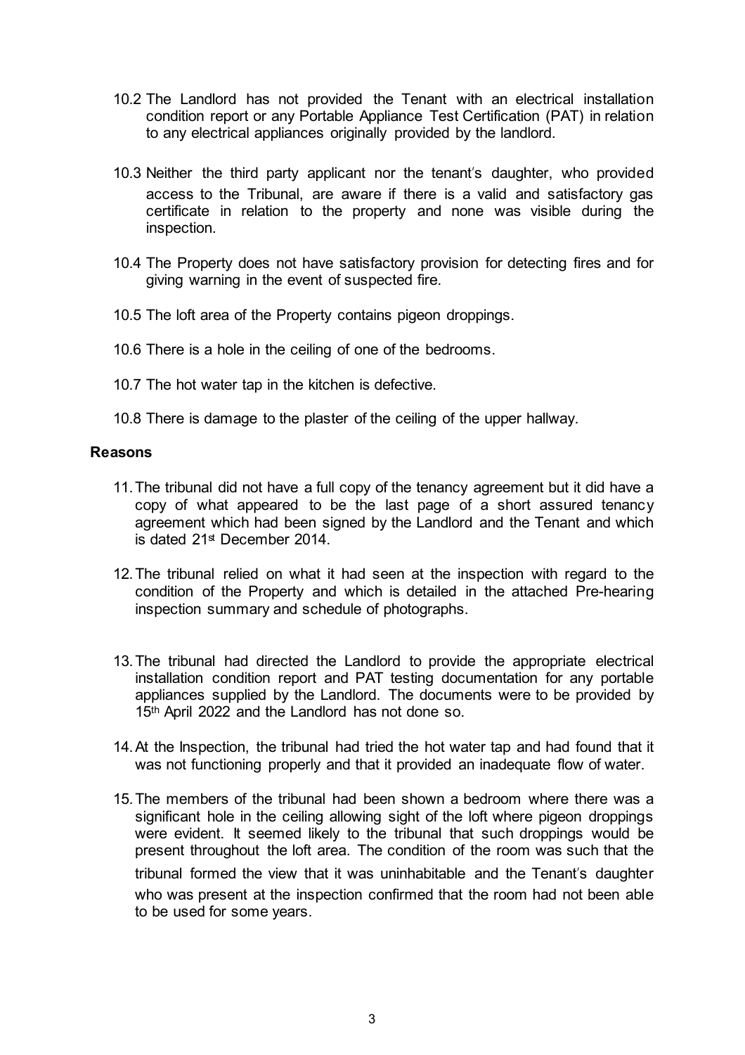10.2 The Landlord has not provided the Tenant with an electrical installation condition report or any Portable Appliance Test Certification (PAT) in relation to any electrical appliances originally provided by the landlord.

10.3 Neither the third party applicant nor the tenant's daughter, who provided access to the Tribunal, are aware if there is a valid and satisfactory gas certificate in relation to the property and none was visible during the inspection.

10.4 The Property does not have satisfactory provision for detecting fires and for giving warning in the event of suspected fire.

10.5 The loft area of the Property contains pigeon droppings.

10.6 There is a hole in the ceiling of one of the bedrooms.

10.7 The hot water tap in the kitchen is defective.

10.8 There is damage to the plaster of the ceiling of the upper hallway.

**Reasons**

11. The tribunal did not have a full copy of the tenancy agreement but it did have a copy of what appeared to be the last page of a short assured tenancy agreement which had been signed by the Landlord and the Tenant and which is dated 21st December 2014.

12. The tribunal relied on what it had seen at the inspection with regard to the condition of the Property and which is detailed in the attached Pre-hearing inspection summary and schedule of photographs.

13. The tribunal had directed the Landlord to provide the appropriate electrical installation condition report and PAT testing documentation for any portable appliances supplied by the Landlord. The documents were to be provided by 15th April 2022 and the Landlord has not done so.

14. At the Inspection, the tribunal had tried the hot water tap and had found that it was not functioning properly and that it provided an inadequate flow of water.

15. The members of the tribunal had been shown a bedroom where there was a significant hole in the ceiling allowing sight of the loft where pigeon droppings were evident. It seemed likely to the tribunal that such droppings would be present throughout the loft area. The condition of the room was such that the tribunal formed the view that it was uninhabitable and the Tenant's daughter who was present at the inspection confirmed that the room had not been able to be used for some years.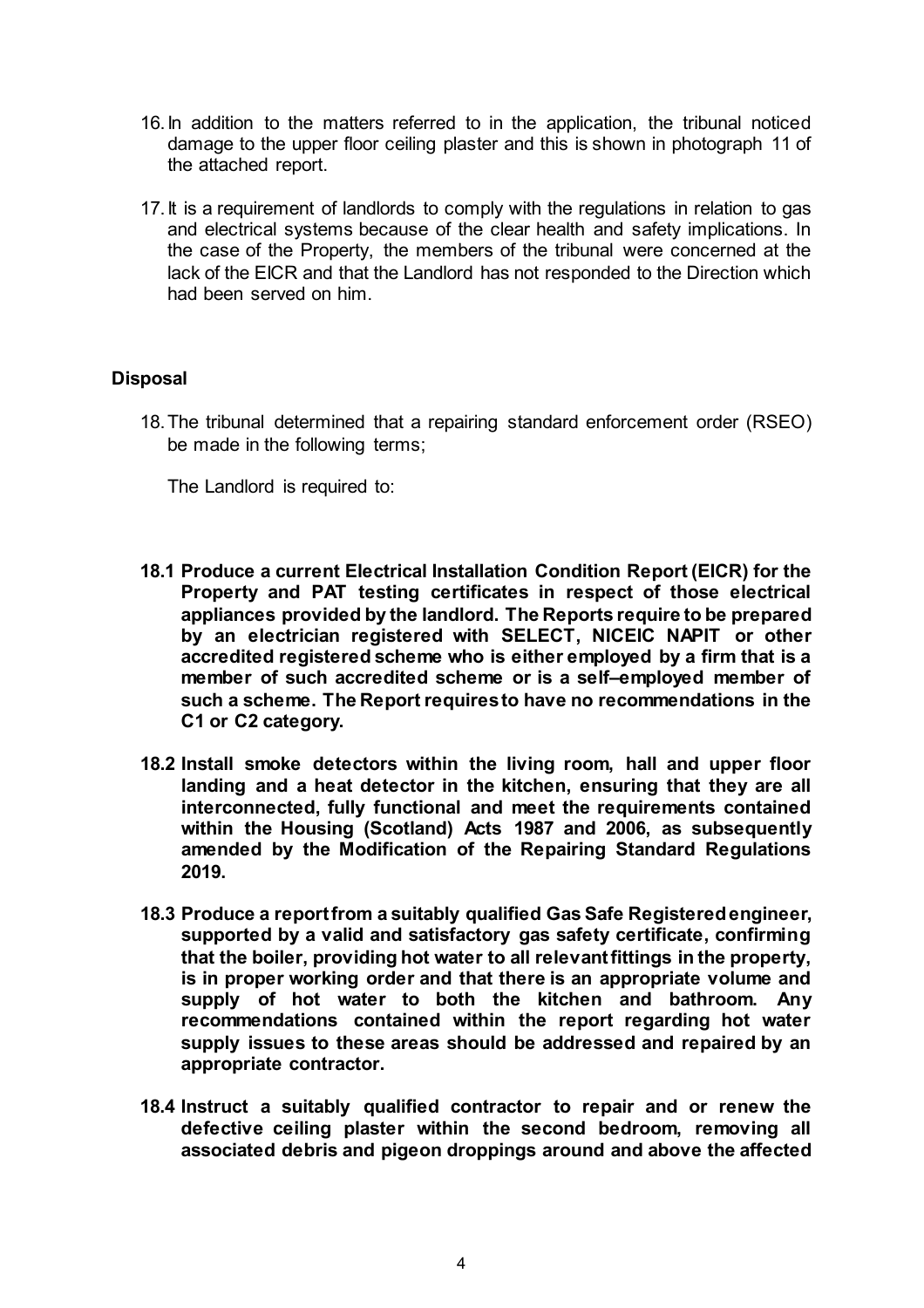16. In addition to the matters referred to in the application, the tribunal noticed damage to the upper floor ceiling plaster and this is shown in photograph 11 of the attached report.

17. It is a requirement of landlords to comply with the regulations in relation to gas and electrical systems because of the clear health and safety implications. In the case of the Property, the members of the tribunal were concerned at the lack of the EICR and that the Landlord has not responded to the Direction which had been served on him.

## Disposal

18. The tribunal determined that a repairing standard enforcement order (RSEO) be made in the following terms;

    The Landlord is required to:

    **18.1 Produce a current Electrical Installation Condition Report (EICR) for the Property and PAT testing certificates in respect of those electrical appliances provided by the landlord. The Reports require to be prepared by an electrician registered with SELECT, NICEIC NAPIT or other accredited registered scheme who is either employed by a firm that is a member of such accredited scheme or is a self–employed member of such a scheme. The Report requires to have no recommendations in the C1 or C2 category.**

    **18.2 Install smoke detectors within the living room, hall and upper floor landing and a heat detector in the kitchen, ensuring that they are all interconnected, fully functional and meet the requirements contained within the Housing (Scotland) Acts 1987 and 2006, as subsequently amended by the Modification of the Repairing Standard Regulations 2019.**

    **18.3 Produce a report from a suitably qualified Gas Safe Registered engineer, supported by a valid and satisfactory gas safety certificate, confirming that the boiler, providing hot water to all relevant fittings in the property, is in proper working order and that there is an appropriate volume and supply of hot water to both the kitchen and bathroom. Any recommendations contained within the report regarding hot water supply issues to these areas should be addressed and repaired by an appropriate contractor.**

    **18.4 Instruct a suitably qualified contractor to repair and or renew the defective ceiling plaster within the second bedroom, removing all associated debris and pigeon droppings around and above the affected**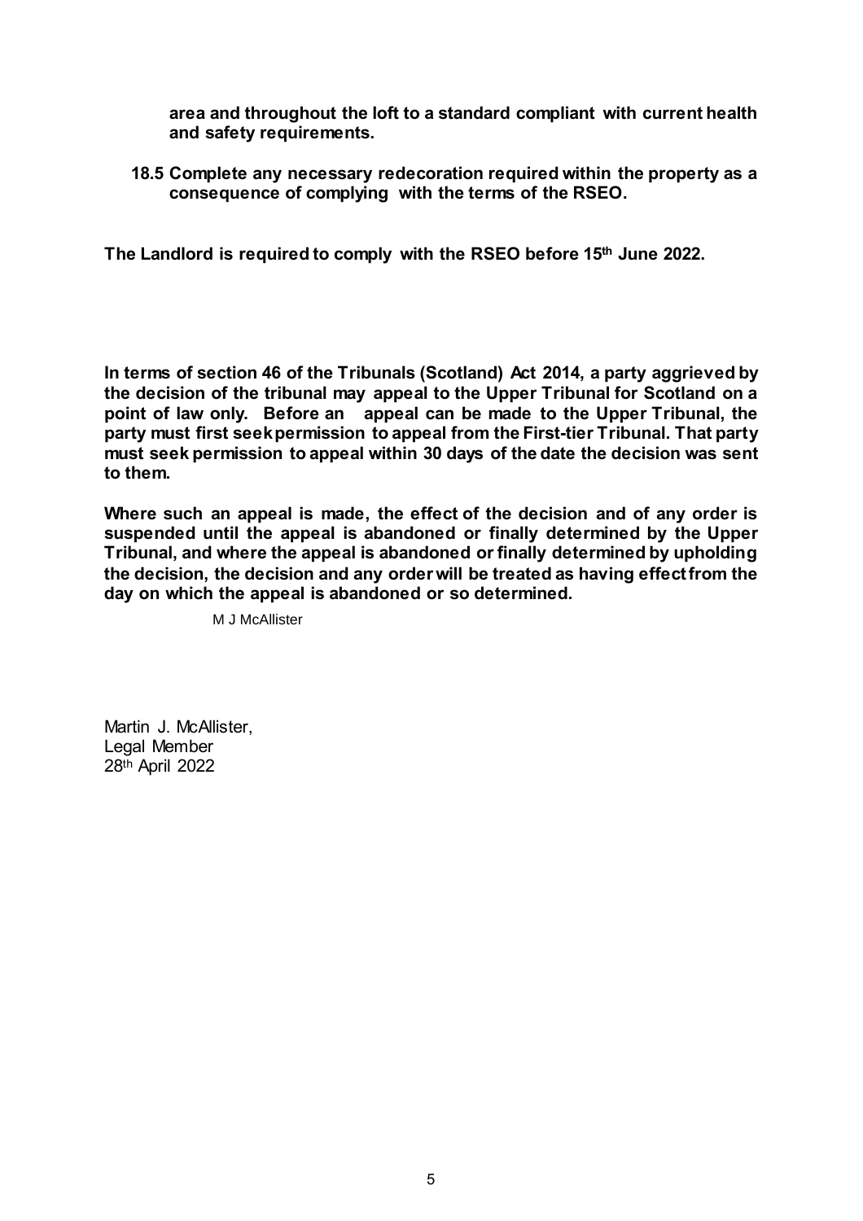**area and throughout the loft to a standard compliant with current health and safety requirements.**

**18.5 Complete any necessary redecoration required within the property as a consequence of complying with the terms of the RSEO.**

**The Landlord is required to comply with the RSEO before 15th June 2022.**

**In terms of section 46 of the Tribunals (Scotland) Act 2014, a party aggrieved by the decision of the tribunal may appeal to the Upper Tribunal for Scotland on a point of law only. Before an appeal can be made to the Upper Tribunal, the party must first seek permission to appeal from the First-tier Tribunal. That party must seek permission to appeal within 30 days of the date the decision was sent to them.**

**Where such an appeal is made, the effect of the decision and of any order is suspended until the appeal is abandoned or finally determined by the Upper Tribunal, and where the appeal is abandoned or finally determined by upholding the decision, the decision and any order will be treated as having effect from the day on which the appeal is abandoned or so determined.**

M J McAllister

Martin J. McAllister,
Legal Member
28th April 2022